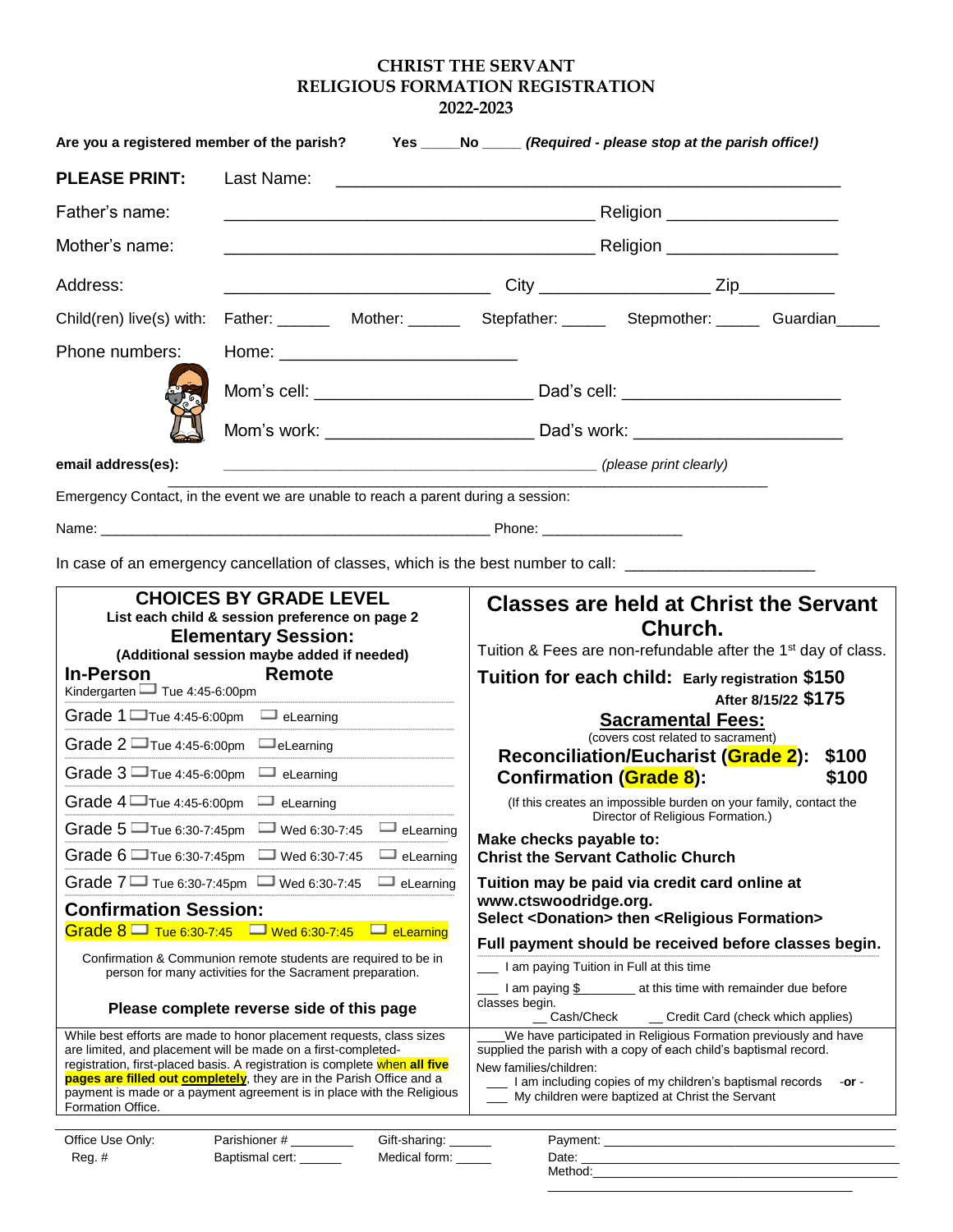# CHRIST THE SERVANT
# RELIGIOUS FORMATION REGISTRATION
# 2022-2023

**Are you a registered member of the parish?** **Yes \_\_\_\_\_No \_\_\_\_\_** ***(Required - please stop at the parish office!)***

**PLEASE PRINT:** Last Name: \_\_\_\_\_\_\_\_\_\_\_\_\_\_\_\_\_\_\_\_\_\_\_\_\_\_\_\_\_\_\_\_\_\_\_\_\_\_\_\_\_\_\_\_\_\_\_\_

Father's name: \_\_\_\_\_\_\_\_\_\_\_\_\_\_\_\_\_\_\_\_\_\_\_\_\_\_\_\_\_\_\_\_\_\_\_\_\_\_ Religion \_\_\_\_\_\_\_\_\_\_\_\_\_\_\_\_\_\_

Mother's name: \_\_\_\_\_\_\_\_\_\_\_\_\_\_\_\_\_\_\_\_\_\_\_\_\_\_\_\_\_\_\_\_\_\_\_\_\_\_ Religion \_\_\_\_\_\_\_\_\_\_\_\_\_\_\_\_\_\_

Address: \_\_\_\_\_\_\_\_\_\_\_\_\_\_\_\_\_\_\_\_\_\_\_\_\_\_\_\_ City \_\_\_\_\_\_\_\_\_\_\_\_\_\_\_\_\_\_ Zip\_\_\_\_\_\_\_\_\_\_

Child(ren) live(s) with: Father: \_\_\_\_\_\_ Mother: \_\_\_\_\_\_ Stepfather: \_\_\_\_\_ Stepmother: \_\_\_\_\_ Guardian\_\_\_\_\_

Phone numbers: Home: \_\_\_\_\_\_\_\_\_\_\_\_\_\_\_\_\_\_\_\_\_\_\_\_\_

Mom's cell: \_\_\_\_\_\_\_\_\_\_\_\_\_\_\_\_\_\_\_\_\_\_ Dad's cell: \_\_\_\_\_\_\_\_\_\_\_\_\_\_\_\_\_\_\_\_\_\_

Mom's work: \_\_\_\_\_\_\_\_\_\_\_\_\_\_\_\_\_\_\_\_\_\_ Dad's work: \_\_\_\_\_\_\_\_\_\_\_\_\_\_\_\_\_\_\_\_\_\_

**email address(es):** \_\_\_\_\_\_\_\_\_\_\_\_\_\_\_\_\_\_\_\_\_\_\_\_\_\_\_\_\_\_\_\_\_\_\_\_\_\_\_\_\_\_\_\_\_\_ *(please print clearly)*

\_\_\_\_\_\_\_\_\_\_\_\_\_\_\_\_\_\_\_\_\_\_\_\_\_\_\_\_\_\_\_\_\_\_\_\_\_\_\_\_\_\_\_\_\_\_\_\_\_\_\_\_\_\_\_\_\_\_\_\_\_\_\_\_\_\_\_\_\_

Emergency Contact, in the event we are unable to reach a parent during a session:

Name: \_\_\_\_\_\_\_\_\_\_\_\_\_\_\_\_\_\_\_\_\_\_\_\_\_\_\_\_\_\_\_\_\_\_\_\_\_\_\_\_\_\_\_\_\_\_\_\_\_\_ Phone: \_\_\_\_\_\_\_\_\_\_\_\_\_\_\_\_\_\_

In case of an emergency cancellation of classes, which is the best number to call: \_\_\_\_\_\_\_\_\_\_\_\_\_\_\_\_\_\_\_\_\_

## CHOICES BY GRADE LEVEL

**List each child & session preference on page 2**

### Elementary Session:

**(Additional session maybe added if needed)**

| | In-Person | | Remote |
|---|---|---|---|
| Kindergarten | ☐ Tue 4:45-6:00pm | | |
| Grade 1 | ☐ Tue 4:45-6:00pm | | ☐ eLearning |
| Grade 2 | ☐ Tue 4:45-6:00pm | | ☐ eLearning |
| Grade 3 | ☐ Tue 4:45-6:00pm | | ☐ eLearning |
| Grade 4 | ☐ Tue 4:45-6:00pm | | ☐ eLearning |
| Grade 5 | ☐ Tue 6:30-7:45pm | ☐ Wed 6:30-7:45 | ☐ eLearning |
| Grade 6 | ☐ Tue 6:30-7:45pm | ☐ Wed 6:30-7:45 | ☐ eLearning |
| Grade 7 | ☐ Tue 6:30-7:45pm | ☐ Wed 6:30-7:45 | ☐ eLearning |

### Confirmation Session:

| | | | |
|---|---|---|---|
| Grade 8 | ☐ Tue 6:30-7:45 | ☐ Wed 6:30-7:45 | ☐ eLearning |

Confirmation & Communion remote students are required to be in person for many activities for the Sacrament preparation.

**Please complete reverse side of this page**

While best efforts are made to honor placement requests, class sizes are limited, and placement will be made on a first-completed-registration, first-placed basis. A registration is complete when **all five pages are filled out completely**, they are in the Parish Office and a payment is made or a payment agreement is in place with the Religious Formation Office.

## Classes are held at Christ the Servant Church.

Tuition & Fees are non-refundable after the 1st day of class.

**Tuition for each child:** **Early registration $150**
**After 8/15/22 $175**

**Sacramental Fees:**
(covers cost related to sacrament)

**Reconciliation/Eucharist (Grade 2): $100**
**Confirmation (Grade 8): $100**

(If this creates an impossible burden on your family, contact the Director of Religious Formation.)

**Make checks payable to:**
**Christ the Servant Catholic Church**

**Tuition may be paid via credit card online at www.ctswoodridge.org.**
**Select <Donation> then <Religious Formation>**

**Full payment should be received before classes begin.**

\_\_\_ I am paying Tuition in Full at this time

\_\_\_ I am paying $\_\_\_\_\_\_\_\_ at this time with remainder due before classes begin.
\_\_ Cash/Check \_\_ Credit Card (check which applies)

\_\_\_\_We have participated in Religious Formation previously and have supplied the parish with a copy of each child's baptismal record.

New families/children:
\_\_\_ I am including copies of my children's baptismal records -**or** -
\_\_\_ My children were baptized at Christ the Servant

---

Office Use Only: Parishioner # \_\_\_\_\_\_\_\_\_ Gift-sharing: \_\_\_\_\_\_ Payment: \_\_\_\_\_\_\_\_\_\_\_\_\_\_\_\_\_\_\_\_\_\_\_\_\_\_\_\_\_\_\_\_\_\_\_\_
Reg. # Baptismal cert: \_\_\_\_\_\_ Medical form: \_\_\_\_\_ Date: \_\_\_\_\_\_\_\_\_\_\_\_\_\_\_\_\_\_\_\_\_\_\_\_\_\_\_\_\_\_\_\_\_\_\_\_\_\_\_
Method: \_\_\_\_\_\_\_\_\_\_\_\_\_\_\_\_\_\_\_\_\_\_\_\_\_\_\_\_\_\_\_\_\_\_\_\_\_\_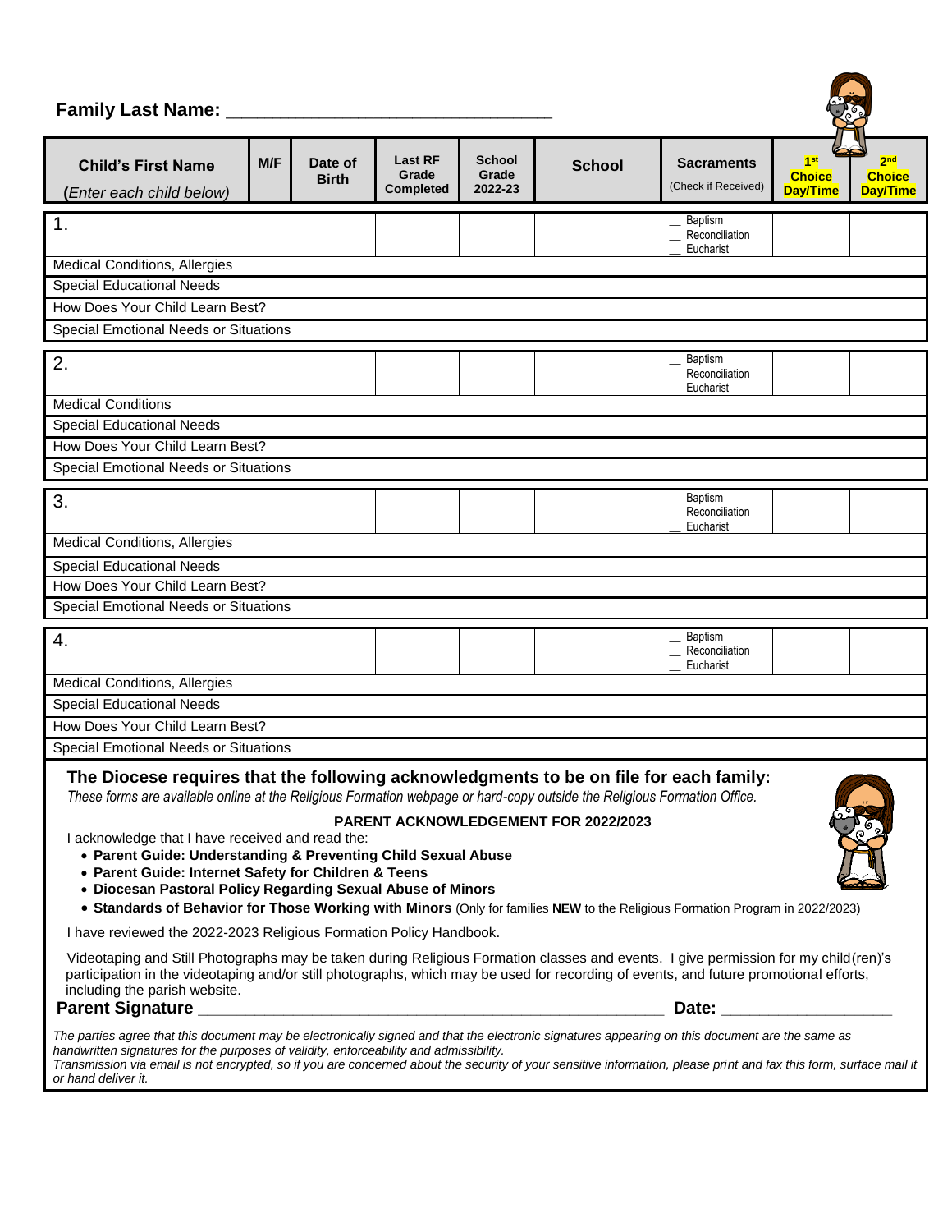**Family Last Name: ________________________________**

| **Child's First Name** (*Enter each child below*) | **M/F** | **Date of Birth** | **Last RF Grade Completed** | **School Grade 2022-23** | **School** | **Sacraments** (Check if Received) | **1st Choice Day/Time** | **2nd Choice Day/Time** |
|---|---|---|---|---|---|---|---|---|
| 1. | | | | | | __ Baptism<br>__ Reconciliation<br>__ Eucharist | | |
| Medical Conditions, Allergies | | | | | | | | |
| Special Educational Needs | | | | | | | | |
| How Does Your Child Learn Best? | | | | | | | | |
| Special Emotional Needs or Situations | | | | | | | | |
| 2. | | | | | | __ Baptism<br>__ Reconciliation<br>__ Eucharist | | |
| Medical Conditions | | | | | | | | |
| Special Educational Needs | | | | | | | | |
| How Does Your Child Learn Best? | | | | | | | | |
| Special Emotional Needs or Situations | | | | | | | | |
| 3. | | | | | | __ Baptism<br>__ Reconciliation<br>__ Eucharist | | |
| Medical Conditions, Allergies | | | | | | | | |
| Special Educational Needs | | | | | | | | |
| How Does Your Child Learn Best? | | | | | | | | |
| Special Emotional Needs or Situations | | | | | | | | |
| 4. | | | | | | __ Baptism<br>__ Reconciliation<br>__ Eucharist | | |
| Medical Conditions, Allergies | | | | | | | | |
| Special Educational Needs | | | | | | | | |
| How Does Your Child Learn Best? | | | | | | | | |
| Special Emotional Needs or Situations | | | | | | | | |

## The Diocese requires that the following acknowledgments to be on file for each family:

*These forms are available online at the Religious Formation webpage or hard-copy outside the Religious Formation Office.*

**PARENT ACKNOWLEDGEMENT FOR 2022/2023**

I acknowledge that I have received and read the:

- **Parent Guide: Understanding & Preventing Child Sexual Abuse**
- **Parent Guide: Internet Safety for Children & Teens**
- **Diocesan Pastoral Policy Regarding Sexual Abuse of Minors**
- **Standards of Behavior for Those Working with Minors** (Only for families **NEW** to the Religious Formation Program in 2022/2023)

I have reviewed the 2022-2023 Religious Formation Policy Handbook.

Videotaping and Still Photographs may be taken during Religious Formation classes and events. I give permission for my child(ren)'s participation in the videotaping and/or still photographs, which may be used for recording of events, and future promotional efforts, including the parish website.

**Parent Signature** ______________________________________________ **Date:** __________________

*The parties agree that this document may be electronically signed and that the electronic signatures appearing on this document are the same as handwritten signatures for the purposes of validity, enforceability and admissibility.*
*Transmission via email is not encrypted, so if you are concerned about the security of your sensitive information, please print and fax this form, surface mail it or hand deliver it.*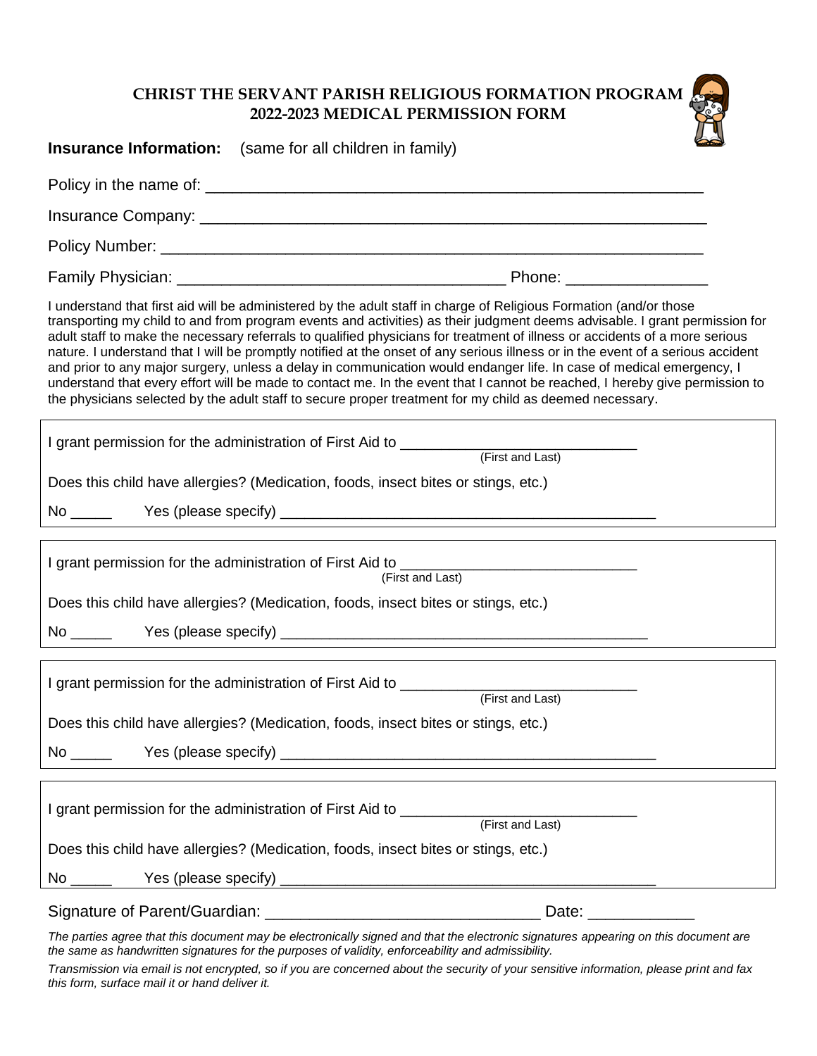# CHRIST THE SERVANT PARISH RELIGIOUS FORMATION PROGRAM
## 2022-2023 MEDICAL PERMISSION FORM

**Insurance Information:** (same for all children in family)

Policy in the name of: ____________________________________________________

Insurance Company: ____________________________________________________

Policy Number: ________________________________________________________

Family Physician: ___________________________________ Phone: _______________

I understand that first aid will be administered by the adult staff in charge of Religious Formation (and/or those transporting my child to and from program events and activities) as their judgment deems advisable. I grant permission for adult staff to make the necessary referrals to qualified physicians for treatment of illness or accidents of a more serious nature. I understand that I will be promptly notified at the onset of any serious illness or in the event of a serious accident and prior to any major surgery, unless a delay in communication would endanger life. In case of medical emergency, I understand that every effort will be made to contact me. In the event that I cannot be reached, I hereby give permission to the physicians selected by the adult staff to secure proper treatment for my child as deemed necessary.

I grant permission for the administration of First Aid to ___________________________
(First and Last)

Does this child have allergies? (Medication, foods, insect bites or stings, etc.)

No _____ Yes (please specify) __________________________________________

I grant permission for the administration of First Aid to ___________________________
(First and Last)

Does this child have allergies? (Medication, foods, insect bites or stings, etc.)

No _____ Yes (please specify) __________________________________________

I grant permission for the administration of First Aid to ___________________________
(First and Last)

Does this child have allergies? (Medication, foods, insect bites or stings, etc.)

No _____ Yes (please specify) __________________________________________

I grant permission for the administration of First Aid to ___________________________
(First and Last)

Does this child have allergies? (Medication, foods, insect bites or stings, etc.)

No _____ Yes (please specify) __________________________________________

Signature of Parent/Guardian: ______________________________ Date: ____________

*The parties agree that this document may be electronically signed and that the electronic signatures appearing on this document are the same as handwritten signatures for the purposes of validity, enforceability and admissibility.*

*Transmission via email is not encrypted, so if you are concerned about the security of your sensitive information, please print and fax this form, surface mail it or hand deliver it.*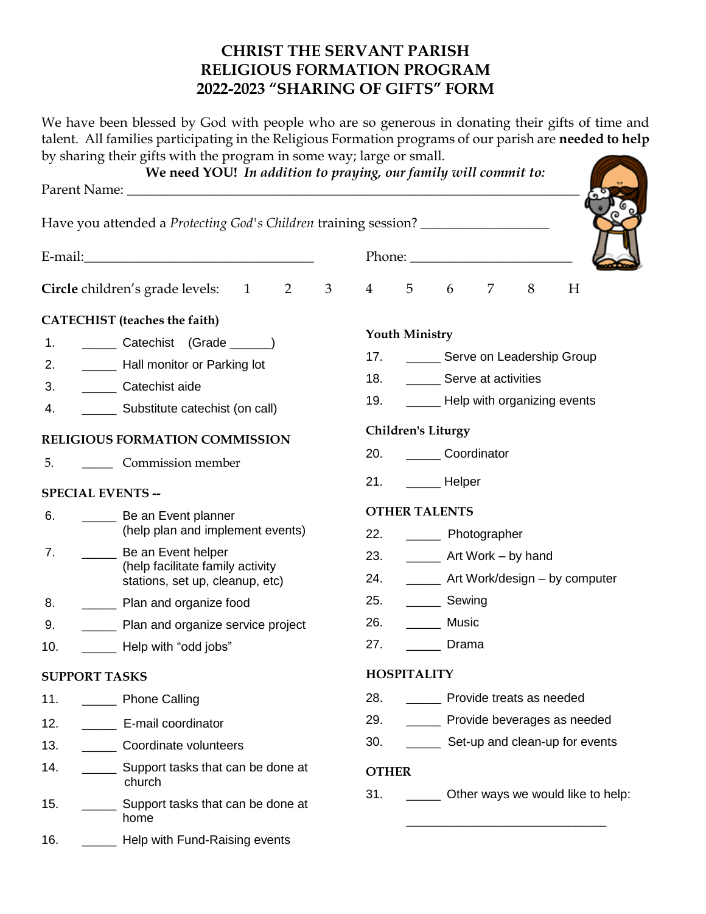# CHRIST THE SERVANT PARISH
# RELIGIOUS FORMATION PROGRAM
# 2022-2023 "SHARING OF GIFTS" FORM

We have been blessed by God with people who are so generous in donating their gifts of time and talent. All families participating in the Religious Formation programs of our parish are **needed to help** by sharing their gifts with the program in some way; large or small.

**We need YOU!** ***In addition to praying, our family will commit to:***

Parent Name: ______________________________________________________________________

Have you attended a *Protecting God's Children* training session? ___________________

E-mail:__________________________________ Phone: ________________________

**Circle** children's grade levels: 1 2 3 4 5 6 7 8 H

**CATECHIST (teaches the faith)**

1. _____ Catechist (Grade ______)
2. _____ Hall monitor or Parking lot
3. _____ Catechist aide
4. _____ Substitute catechist (on call)

**RELIGIOUS FORMATION COMMISSION**

5. _____ Commission member

**SPECIAL EVENTS --**

6. _____ Be an Event planner (help plan and implement events)
7. _____ Be an Event helper (help facilitate family activity stations, set up, cleanup, etc)
8. _____ Plan and organize food
9. _____ Plan and organize service project
10. _____ Help with "odd jobs"

**SUPPORT TASKS**

11. _____ Phone Calling
12. _____ E-mail coordinator
13. _____ Coordinate volunteers
14. _____ Support tasks that can be done at church
15. _____ Support tasks that can be done at home
16. _____ Help with Fund-Raising events

**Youth Ministry**

17. _____ Serve on Leadership Group
18. _____ Serve at activities
19. _____ Help with organizing events

**Children's Liturgy**

20. _____ Coordinator
21. _____ Helper

**OTHER TALENTS**

22. _____ Photographer
23. _____ Art Work – by hand
24. _____ Art Work/design – by computer
25. _____ Sewing
26. _____ Music
27. _____ Drama

**HOSPITALITY**

28. _____ Provide treats as needed
29. _____ Provide beverages as needed
30. _____ Set-up and clean-up for events

**OTHER**

31. _____ Other ways we would like to help:

______________________________